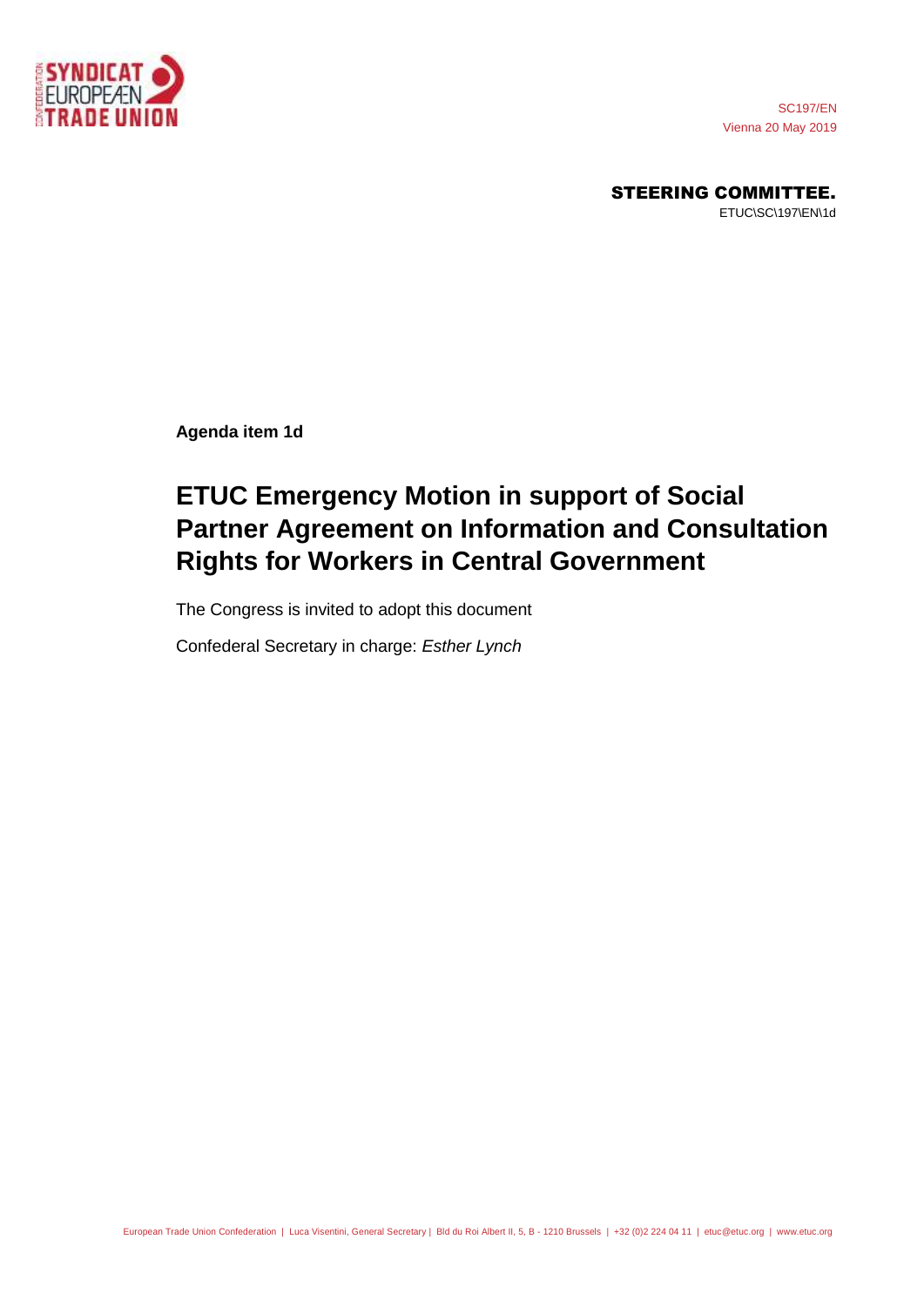SC197/EN
Vienna 20 May 2019

**STEERING COMMITTEE.**
ETUC\SC\197\EN\1d

**Agenda item 1d**

# ETUC Emergency Motion in support of Social Partner Agreement on Information and Consultation Rights for Workers in Central Government

The Congress is invited to adopt this document

Confederal Secretary in charge: *Esther Lynch*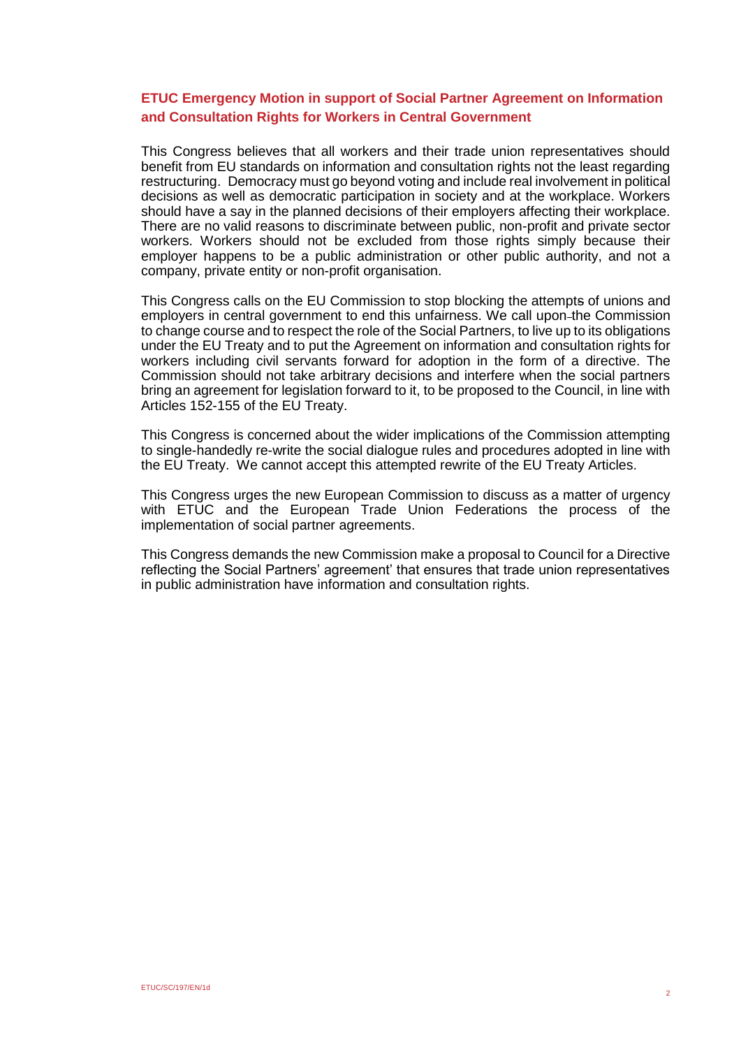## ETUC Emergency Motion in support of Social Partner Agreement on Information and Consultation Rights for Workers in Central Government

This Congress believes that all workers and their trade union representatives should benefit from EU standards on information and consultation rights not the least regarding restructuring. Democracy must go beyond voting and include real involvement in political decisions as well as democratic participation in society and at the workplace. Workers should have a say in the planned decisions of their employers affecting their workplace. There are no valid reasons to discriminate between public, non-profit and private sector workers. Workers should not be excluded from those rights simply because their employer happens to be a public administration or other public authority, and not a company, private entity or non-profit organisation.

This Congress calls on the EU Commission to stop blocking the attempts of unions and employers in central government to end this unfairness. We call upon the Commission to change course and to respect the role of the Social Partners, to live up to its obligations under the EU Treaty and to put the Agreement on information and consultation rights for workers including civil servants forward for adoption in the form of a directive. The Commission should not take arbitrary decisions and interfere when the social partners bring an agreement for legislation forward to it, to be proposed to the Council, in line with Articles 152-155 of the EU Treaty.

This Congress is concerned about the wider implications of the Commission attempting to single-handedly re-write the social dialogue rules and procedures adopted in line with the EU Treaty. We cannot accept this attempted rewrite of the EU Treaty Articles.

This Congress urges the new European Commission to discuss as a matter of urgency with ETUC and the European Trade Union Federations the process of the implementation of social partner agreements.

This Congress demands the new Commission make a proposal to Council for a Directive reflecting the Social Partners' agreement' that ensures that trade union representatives in public administration have information and consultation rights.